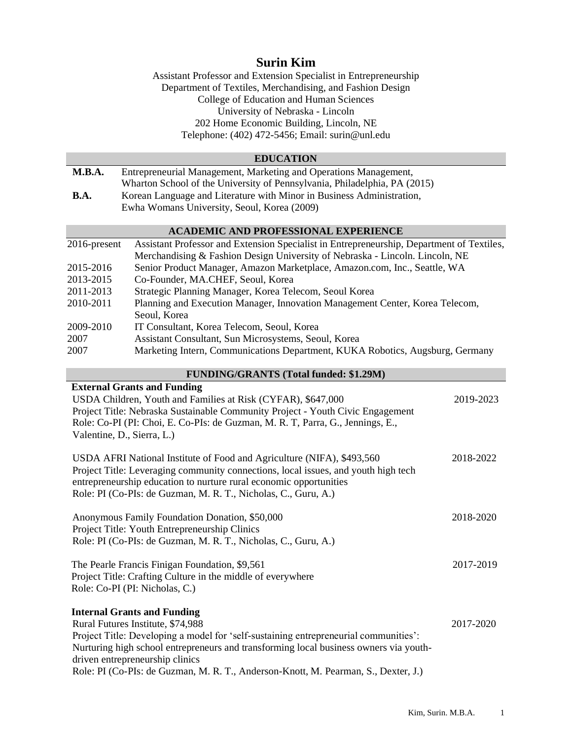# Surin Kim

Assistant Professor and Extension Specialist in Entrepreneurship
Department of Textiles, Merchandising, and Fashion Design
College of Education and Human Sciences
University of Nebraska - Lincoln
202 Home Economic Building, Lincoln, NE
Telephone: (402) 472-5456; Email: surin@unl.edu

## EDUCATION

**M.B.A.** Entrepreneurial Management, Marketing and Operations Management, Wharton School of the University of Pennsylvania, Philadelphia, PA (2015)

**B.A.** Korean Language and Literature with Minor in Business Administration, Ewha Womans University, Seoul, Korea (2009)

## ACADEMIC AND PROFESSIONAL EXPERIENCE

| | |
|---|---|
| 2016-present | Assistant Professor and Extension Specialist in Entrepreneurship, Department of Textiles, Merchandising & Fashion Design University of Nebraska - Lincoln. Lincoln, NE |
| 2015-2016 | Senior Product Manager, Amazon Marketplace, Amazon.com, Inc., Seattle, WA |
| 2013-2015 | Co-Founder, MA.CHEF, Seoul, Korea |
| 2011-2013 | Strategic Planning Manager, Korea Telecom, Seoul Korea |
| 2010-2011 | Planning and Execution Manager, Innovation Management Center, Korea Telecom, Seoul, Korea |
| 2009-2010 | IT Consultant, Korea Telecom, Seoul, Korea |
| 2007 | Assistant Consultant, Sun Microsystems, Seoul, Korea |
| 2007 | Marketing Intern, Communications Department, KUKA Robotics, Augsburg, Germany |

## FUNDING/GRANTS (Total funded: $1.29M)

### External Grants and Funding

USDA Children, Youth and Families at Risk (CYFAR), $647,000 — 2019-2023
Project Title: Nebraska Sustainable Community Project - Youth Civic Engagement
Role: Co-PI (PI: Choi, E. Co-PIs: de Guzman, M. R. T, Parra, G., Jennings, E., Valentine, D., Sierra, L.)

USDA AFRI National Institute of Food and Agriculture (NIFA), $493,560 — 2018-2022
Project Title: Leveraging community connections, local issues, and youth high tech entrepreneurship education to nurture rural economic opportunities
Role: PI (Co-PIs: de Guzman, M. R. T., Nicholas, C., Guru, A.)

Anonymous Family Foundation Donation, $50,000 — 2018-2020
Project Title: Youth Entrepreneurship Clinics
Role: PI (Co-PIs: de Guzman, M. R. T., Nicholas, C., Guru, A.)

The Pearle Francis Finigan Foundation, $9,561 — 2017-2019
Project Title: Crafting Culture in the middle of everywhere
Role: Co-PI (PI: Nicholas, C.)

### Internal Grants and Funding

Rural Futures Institute, $74,988 — 2017-2020
Project Title: Developing a model for 'self-sustaining entrepreneurial communities': Nurturing high school entrepreneurs and transforming local business owners via youth-driven entrepreneurship clinics
Role: PI (Co-PIs: de Guzman, M. R. T., Anderson-Knott, M. Pearman, S., Dexter, J.)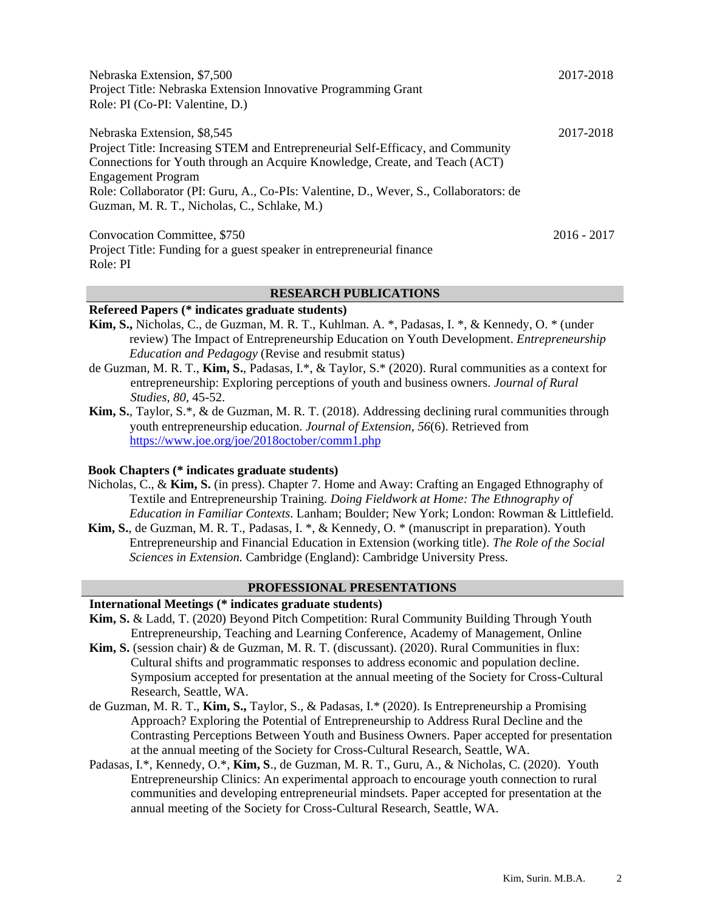Nebraska Extension, $7,500 — 2017-2018
Project Title: Nebraska Extension Innovative Programming Grant
Role: PI (Co-PI: Valentine, D.)

Nebraska Extension, $8,545 — 2017-2018
Project Title: Increasing STEM and Entrepreneurial Self-Efficacy, and Community Connections for Youth through an Acquire Knowledge, Create, and Teach (ACT) Engagement Program
Role: Collaborator (PI: Guru, A., Co-PIs: Valentine, D., Wever, S., Collaborators: de Guzman, M. R. T., Nicholas, C., Schlake, M.)

Convocation Committee, $750 — 2016 - 2017
Project Title: Funding for a guest speaker in entrepreneurial finance
Role: PI

## RESEARCH PUBLICATIONS

### Refereed Papers (* indicates graduate students)

**Kim, S.,** Nicholas, C., de Guzman, M. R. T., Kuhlman. A. *, Padasas, I. *, & Kennedy, O. * (under review) The Impact of Entrepreneurship Education on Youth Development. *Entrepreneurship Education and Pedagogy* (Revise and resubmit status)

de Guzman, M. R. T., **Kim, S.**, Padasas, I.*, & Taylor, S.* (2020). Rural communities as a context for entrepreneurship: Exploring perceptions of youth and business owners. *Journal of Rural Studies, 80*, 45-52.

**Kim, S.**, Taylor, S.*, & de Guzman, M. R. T. (2018). Addressing declining rural communities through youth entrepreneurship education. *Journal of Extension*, *56*(6). Retrieved from https://www.joe.org/joe/2018october/comm1.php

### Book Chapters (* indicates graduate students)

Nicholas, C., & **Kim, S.** (in press). Chapter 7. Home and Away: Crafting an Engaged Ethnography of Textile and Entrepreneurship Training. *Doing Fieldwork at Home: The Ethnography of Education in Familiar Contexts*. Lanham; Boulder; New York; London: Rowman & Littlefield.

**Kim, S.**, de Guzman, M. R. T., Padasas, I. *, & Kennedy, O. * (manuscript in preparation). Youth Entrepreneurship and Financial Education in Extension (working title). *The Role of the Social Sciences in Extension.* Cambridge (England): Cambridge University Press.

## PROFESSIONAL PRESENTATIONS

### International Meetings (* indicates graduate students)

**Kim, S.** & Ladd, T. (2020) Beyond Pitch Competition: Rural Community Building Through Youth Entrepreneurship, Teaching and Learning Conference, Academy of Management, Online

**Kim, S.** (session chair) & de Guzman, M. R. T. (discussant). (2020). Rural Communities in flux: Cultural shifts and programmatic responses to address economic and population decline. Symposium accepted for presentation at the annual meeting of the Society for Cross-Cultural Research, Seattle, WA.

de Guzman, M. R. T., **Kim, S.,** Taylor, S., & Padasas, I.* (2020). Is Entrepreneurship a Promising Approach? Exploring the Potential of Entrepreneurship to Address Rural Decline and the Contrasting Perceptions Between Youth and Business Owners. Paper accepted for presentation at the annual meeting of the Society for Cross-Cultural Research, Seattle, WA.

Padasas, I.*, Kennedy, O.*, **Kim, S**., de Guzman, M. R. T., Guru, A., & Nicholas, C. (2020). Youth Entrepreneurship Clinics: An experimental approach to encourage youth connection to rural communities and developing entrepreneurial mindsets. Paper accepted for presentation at the annual meeting of the Society for Cross-Cultural Research, Seattle, WA.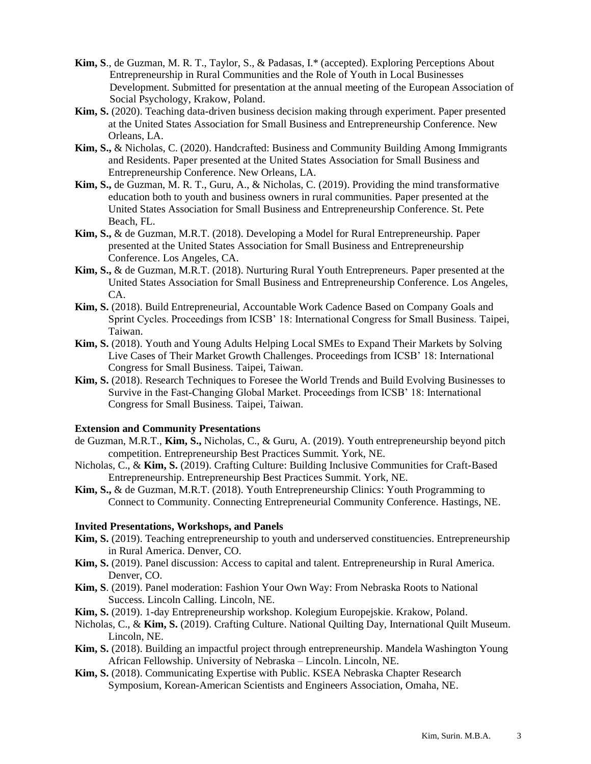**Kim, S**., de Guzman, M. R. T., Taylor, S., & Padasas, I.* (accepted). Exploring Perceptions About Entrepreneurship in Rural Communities and the Role of Youth in Local Businesses Development. Submitted for presentation at the annual meeting of the European Association of Social Psychology, Krakow, Poland.

**Kim, S.** (2020). Teaching data-driven business decision making through experiment. Paper presented at the United States Association for Small Business and Entrepreneurship Conference. New Orleans, LA.

**Kim, S.,** & Nicholas, C. (2020). Handcrafted: Business and Community Building Among Immigrants and Residents. Paper presented at the United States Association for Small Business and Entrepreneurship Conference. New Orleans, LA.

**Kim, S.,** de Guzman, M. R. T., Guru, A., & Nicholas, C. (2019). Providing the mind transformative education both to youth and business owners in rural communities. Paper presented at the United States Association for Small Business and Entrepreneurship Conference. St. Pete Beach, FL.

**Kim, S.,** & de Guzman, M.R.T. (2018). Developing a Model for Rural Entrepreneurship. Paper presented at the United States Association for Small Business and Entrepreneurship Conference. Los Angeles, CA.

**Kim, S.,** & de Guzman, M.R.T. (2018). Nurturing Rural Youth Entrepreneurs. Paper presented at the United States Association for Small Business and Entrepreneurship Conference. Los Angeles, CA.

**Kim, S.** (2018). Build Entrepreneurial, Accountable Work Cadence Based on Company Goals and Sprint Cycles. Proceedings from ICSB' 18: International Congress for Small Business. Taipei, Taiwan.

**Kim, S.** (2018). Youth and Young Adults Helping Local SMEs to Expand Their Markets by Solving Live Cases of Their Market Growth Challenges. Proceedings from ICSB' 18: International Congress for Small Business. Taipei, Taiwan.

**Kim, S.** (2018). Research Techniques to Foresee the World Trends and Build Evolving Businesses to Survive in the Fast-Changing Global Market. Proceedings from ICSB' 18: International Congress for Small Business. Taipei, Taiwan.

**Extension and Community Presentations**

de Guzman, M.R.T., **Kim, S.,** Nicholas, C., & Guru, A. (2019). Youth entrepreneurship beyond pitch competition. Entrepreneurship Best Practices Summit. York, NE.

Nicholas, C., & **Kim, S.** (2019). Crafting Culture: Building Inclusive Communities for Craft-Based Entrepreneurship. Entrepreneurship Best Practices Summit. York, NE.

**Kim, S.,** & de Guzman, M.R.T. (2018). Youth Entrepreneurship Clinics: Youth Programming to Connect to Community. Connecting Entrepreneurial Community Conference. Hastings, NE.

**Invited Presentations, Workshops, and Panels**

**Kim, S.** (2019). Teaching entrepreneurship to youth and underserved constituencies. Entrepreneurship in Rural America. Denver, CO.

**Kim, S.** (2019). Panel discussion: Access to capital and talent. Entrepreneurship in Rural America. Denver, CO.

**Kim, S**. (2019). Panel moderation: Fashion Your Own Way: From Nebraska Roots to National Success. Lincoln Calling. Lincoln, NE.

**Kim, S.** (2019). 1-day Entrepreneurship workshop. Kolegium Europejskie. Krakow, Poland.

Nicholas, C., & **Kim, S.** (2019). Crafting Culture. National Quilting Day, International Quilt Museum. Lincoln, NE.

**Kim, S.** (2018). Building an impactful project through entrepreneurship. Mandela Washington Young African Fellowship. University of Nebraska – Lincoln. Lincoln, NE.

**Kim, S.** (2018). Communicating Expertise with Public. KSEA Nebraska Chapter Research Symposium, Korean-American Scientists and Engineers Association, Omaha, NE.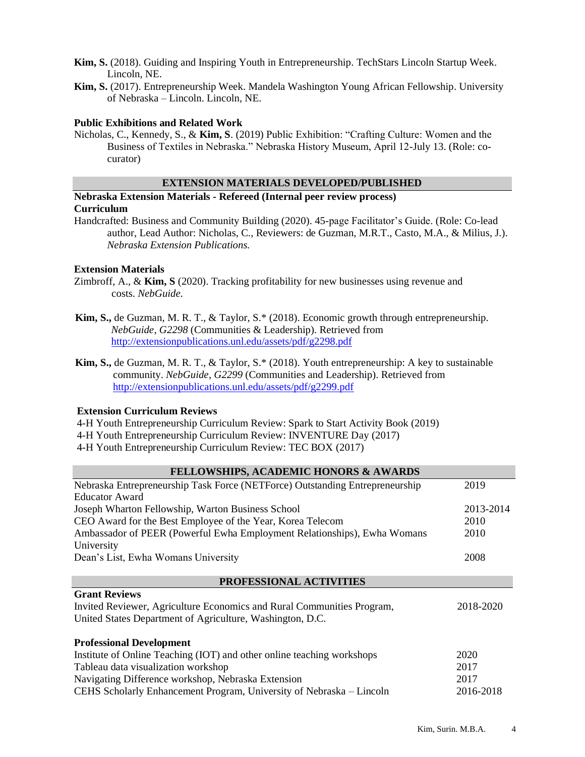**Kim, S.** (2018). Guiding and Inspiring Youth in Entrepreneurship. TechStars Lincoln Startup Week. Lincoln, NE.

**Kim, S.** (2017). Entrepreneurship Week. Mandela Washington Young African Fellowship. University of Nebraska – Lincoln. Lincoln, NE.

**Public Exhibitions and Related Work**

Nicholas, C., Kennedy, S., & **Kim, S**. (2019) Public Exhibition: "Crafting Culture: Women and the Business of Textiles in Nebraska." Nebraska History Museum, April 12-July 13. (Role: co-curator)

## EXTENSION MATERIALS DEVELOPED/PUBLISHED

**Nebraska Extension Materials - Refereed (Internal peer review process)**

**Curriculum**

Handcrafted: Business and Community Building (2020). 45-page Facilitator's Guide. (Role: Co-lead author, Lead Author: Nicholas, C., Reviewers: de Guzman, M.R.T., Casto, M.A., & Milius, J.). *Nebraska Extension Publications.*

**Extension Materials**

Zimbroff, A., & **Kim, S** (2020). Tracking profitability for new businesses using revenue and costs. *NebGuide.*

**Kim, S.,** de Guzman, M. R. T., & Taylor, S.* (2018). Economic growth through entrepreneurship. *NebGuide*, *G2298* (Communities & Leadership). Retrieved from http://extensionpublications.unl.edu/assets/pdf/g2298.pdf

**Kim, S.,** de Guzman, M. R. T., & Taylor, S.* (2018). Youth entrepreneurship: A key to sustainable community. *NebGuide*, *G2299* (Communities and Leadership). Retrieved from http://extensionpublications.unl.edu/assets/pdf/g2299.pdf

**Extension Curriculum Reviews**

4-H Youth Entrepreneurship Curriculum Review: Spark to Start Activity Book (2019)
4-H Youth Entrepreneurship Curriculum Review: INVENTURE Day (2017)
4-H Youth Entrepreneurship Curriculum Review: TEC BOX (2017)

## FELLOWSHIPS, ACADEMIC HONORS & AWARDS

| | |
|---|---|
| Nebraska Entrepreneurship Task Force (NETForce) Outstanding Entrepreneurship Educator Award | 2019 |
| Joseph Wharton Fellowship, Warton Business School | 2013-2014 |
| CEO Award for the Best Employee of the Year, Korea Telecom | 2010 |
| Ambassador of PEER (Powerful Ewha Employment Relationships), Ewha Womans University | 2010 |
| Dean's List, Ewha Womans University | 2008 |

## PROFESSIONAL ACTIVITIES

**Grant Reviews**

| | |
|---|---|
| Invited Reviewer, Agriculture Economics and Rural Communities Program, United States Department of Agriculture, Washington, D.C. | 2018-2020 |

**Professional Development**

| | |
|---|---|
| Institute of Online Teaching (IOT) and other online teaching workshops | 2020 |
| Tableau data visualization workshop | 2017 |
| Navigating Difference workshop, Nebraska Extension | 2017 |
| CEHS Scholarly Enhancement Program, University of Nebraska – Lincoln | 2016-2018 |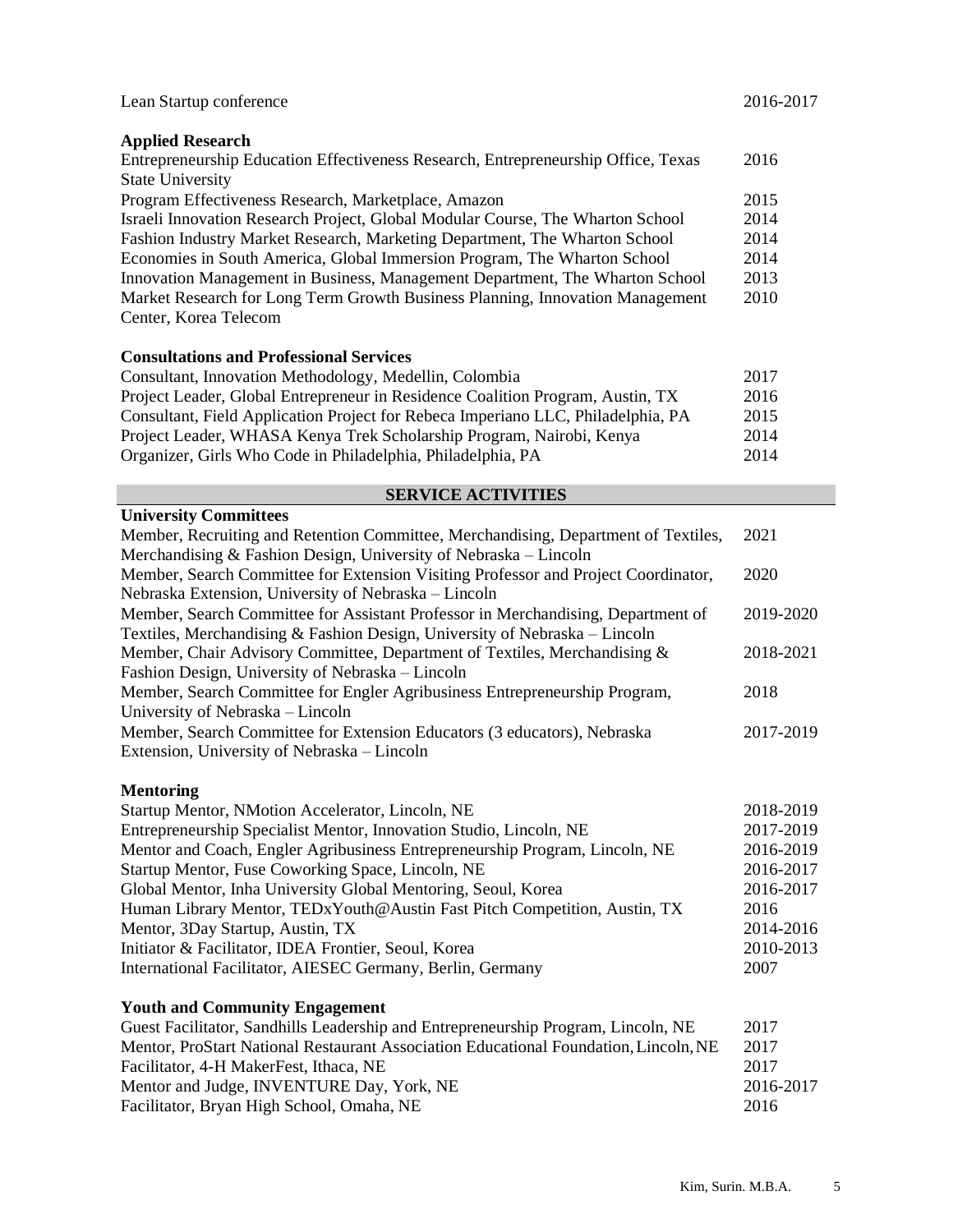Lean Startup conference 2016-2017

**Applied Research**

Entrepreneurship Education Effectiveness Research, Entrepreneurship Office, Texas State University 2016
Program Effectiveness Research, Marketplace, Amazon 2015
Israeli Innovation Research Project, Global Modular Course, The Wharton School 2014
Fashion Industry Market Research, Marketing Department, The Wharton School 2014
Economies in South America, Global Immersion Program, The Wharton School 2014
Innovation Management in Business, Management Department, The Wharton School 2013
Market Research for Long Term Growth Business Planning, Innovation Management Center, Korea Telecom 2010

**Consultations and Professional Services**

Consultant, Innovation Methodology, Medellin, Colombia 2017
Project Leader, Global Entrepreneur in Residence Coalition Program, Austin, TX 2016
Consultant, Field Application Project for Rebeca Imperiano LLC, Philadelphia, PA 2015
Project Leader, WHASA Kenya Trek Scholarship Program, Nairobi, Kenya 2014
Organizer, Girls Who Code in Philadelphia, Philadelphia, PA 2014

## SERVICE ACTIVITIES

**University Committees**

Member, Recruiting and Retention Committee, Merchandising, Department of Textiles, Merchandising & Fashion Design, University of Nebraska – Lincoln 2021
Member, Search Committee for Extension Visiting Professor and Project Coordinator, Nebraska Extension, University of Nebraska – Lincoln 2020
Member, Search Committee for Assistant Professor in Merchandising, Department of Textiles, Merchandising & Fashion Design, University of Nebraska – Lincoln 2019-2020
Member, Chair Advisory Committee, Department of Textiles, Merchandising & Fashion Design, University of Nebraska – Lincoln 2018-2021
Member, Search Committee for Engler Agribusiness Entrepreneurship Program, University of Nebraska – Lincoln 2018
Member, Search Committee for Extension Educators (3 educators), Nebraska Extension, University of Nebraska – Lincoln 2017-2019

**Mentoring**

Startup Mentor, NMotion Accelerator, Lincoln, NE 2018-2019
Entrepreneurship Specialist Mentor, Innovation Studio, Lincoln, NE 2017-2019
Mentor and Coach, Engler Agribusiness Entrepreneurship Program, Lincoln, NE 2016-2019
Startup Mentor, Fuse Coworking Space, Lincoln, NE 2016-2017
Global Mentor, Inha University Global Mentoring, Seoul, Korea 2016-2017
Human Library Mentor, TEDxYouth@Austin Fast Pitch Competition, Austin, TX 2016
Mentor, 3Day Startup, Austin, TX 2014-2016
Initiator & Facilitator, IDEA Frontier, Seoul, Korea 2010-2013
International Facilitator, AIESEC Germany, Berlin, Germany 2007

**Youth and Community Engagement**

Guest Facilitator, Sandhills Leadership and Entrepreneurship Program, Lincoln, NE 2017
Mentor, ProStart National Restaurant Association Educational Foundation, Lincoln, NE 2017
Facilitator, 4-H MakerFest, Ithaca, NE 2017
Mentor and Judge, INVENTURE Day, York, NE 2016-2017
Facilitator, Bryan High School, Omaha, NE 2016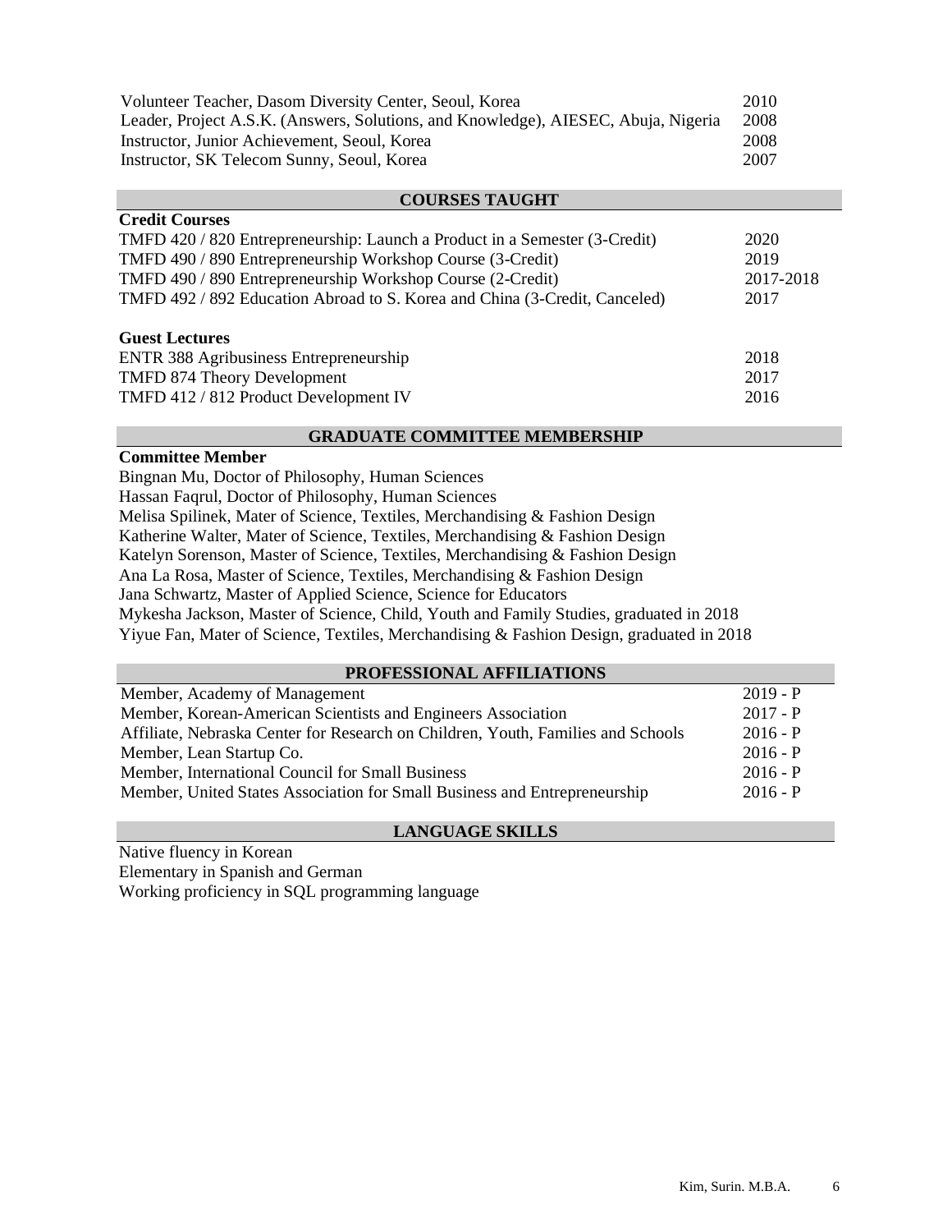| | |
|---|---|
| Volunteer Teacher, Dasom Diversity Center, Seoul, Korea | 2010 |
| Leader, Project A.S.K. (Answers, Solutions, and Knowledge), AIESEC, Abuja, Nigeria | 2008 |
| Instructor, Junior Achievement, Seoul, Korea | 2008 |
| Instructor, SK Telecom Sunny, Seoul, Korea | 2007 |

## COURSES TAUGHT

**Credit Courses**

| | |
|---|---|
| TMFD 420 / 820 Entrepreneurship: Launch a Product in a Semester (3-Credit) | 2020 |
| TMFD 490 / 890 Entrepreneurship Workshop Course (3-Credit) | 2019 |
| TMFD 490 / 890 Entrepreneurship Workshop Course (2-Credit) | 2017-2018 |
| TMFD 492 / 892 Education Abroad to S. Korea and China (3-Credit, Canceled) | 2017 |

**Guest Lectures**

| | |
|---|---|
| ENTR 388 Agribusiness Entrepreneurship | 2018 |
| TMFD 874 Theory Development | 2017 |
| TMFD 412 / 812 Product Development IV | 2016 |

## GRADUATE COMMITTEE MEMBERSHIP

**Committee Member**

Bingnan Mu, Doctor of Philosophy, Human Sciences
Hassan Faqrul, Doctor of Philosophy, Human Sciences
Melisa Spilinek, Mater of Science, Textiles, Merchandising & Fashion Design
Katherine Walter, Mater of Science, Textiles, Merchandising & Fashion Design
Katelyn Sorenson, Master of Science, Textiles, Merchandising & Fashion Design
Ana La Rosa, Master of Science, Textiles, Merchandising & Fashion Design
Jana Schwartz, Master of Applied Science, Science for Educators
Mykesha Jackson, Master of Science, Child, Youth and Family Studies, graduated in 2018
Yiyue Fan, Mater of Science, Textiles, Merchandising & Fashion Design, graduated in 2018

## PROFESSIONAL AFFILIATIONS

| | |
|---|---|
| Member, Academy of Management | 2019 - P |
| Member, Korean-American Scientists and Engineers Association | 2017 - P |
| Affiliate, Nebraska Center for Research on Children, Youth, Families and Schools | 2016 - P |
| Member, Lean Startup Co. | 2016 - P |
| Member, International Council for Small Business | 2016 - P |
| Member, United States Association for Small Business and Entrepreneurship | 2016 - P |

## LANGUAGE SKILLS

Native fluency in Korean
Elementary in Spanish and German
Working proficiency in SQL programming language